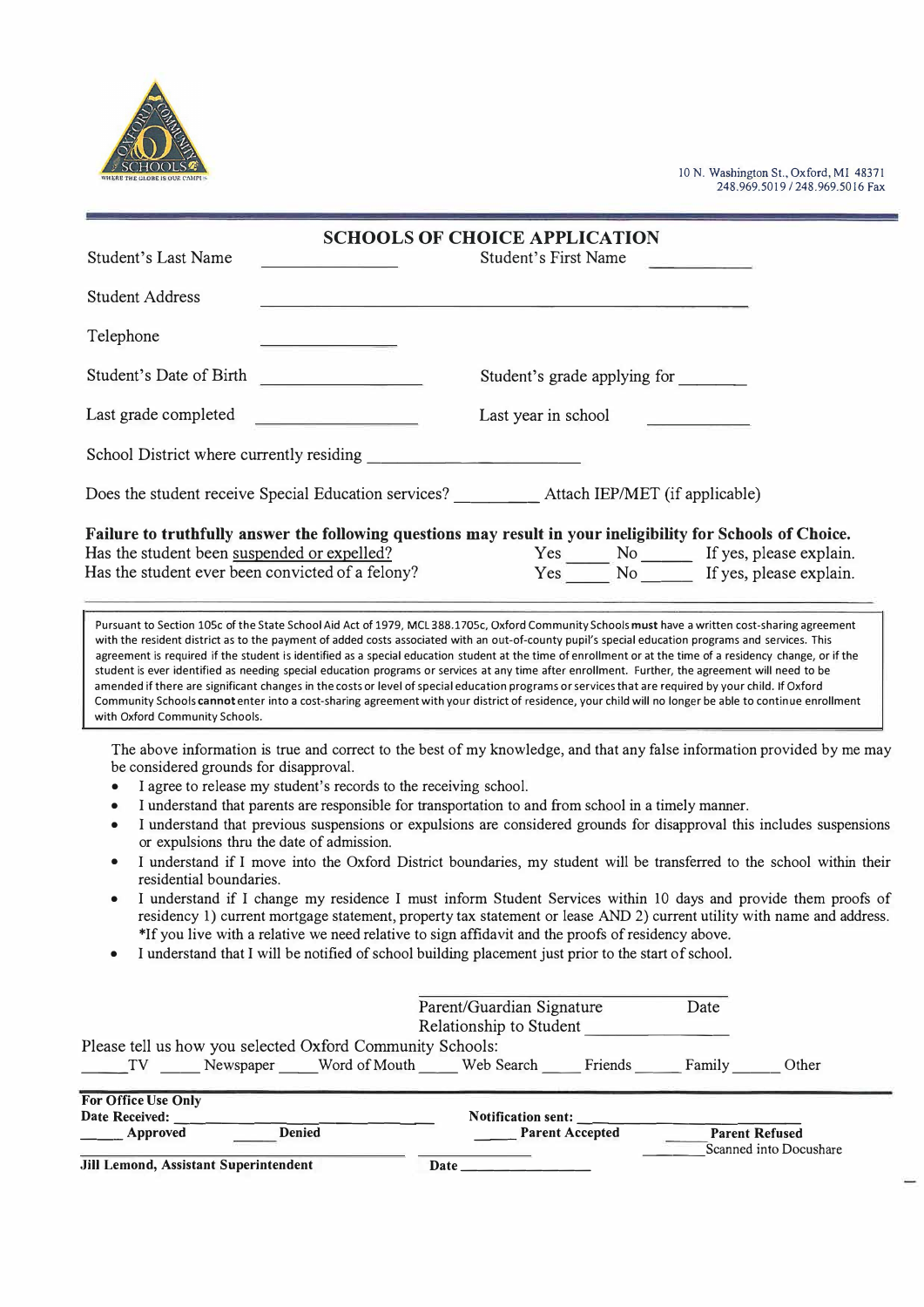10 N. Washington St., Oxford, MI 48371
248.969.5019 / 248.969.5016 Fax

# SCHOOLS OF CHOICE APPLICATION

Student's Last Name ______________ Student's First Name ______________

Student Address ______________________________________________

Telephone ______________

Student's Date of Birth ______________ Student's grade applying for ________

Last grade completed ______________ Last year in school ____________

School District where currently residing ________________________

Does the student receive Special Education services? _________ Attach IEP/MET (if applicable)

**Failure to truthfully answer the following questions may result in your ineligibility for Schools of Choice.**

Has the student been suspended or expelled? Yes _____ No ______ If yes, please explain.

Has the student ever been convicted of a felony? Yes _____ No ______ If yes, please explain.

Pursuant to Section 105c of the State School Aid Act of 1979, MCL 388.1705c, Oxford Community Schools **must** have a written cost-sharing agreement with the resident district as to the payment of added costs associated with an out-of-county pupil's special education programs and services. This agreement is required if the student is identified as a special education student at the time of enrollment or at the time of a residency change, or if the student is ever identified as needing special education programs or services at any time after enrollment. Further, the agreement will need to be amended if there are significant changes in the costs or level of special education programs or services that are required by your child. If Oxford Community Schools **cannot** enter into a cost-sharing agreement with your district of residence, your child will no longer be able to continue enrollment with Oxford Community Schools.

The above information is true and correct to the best of my knowledge, and that any false information provided by me may be considered grounds for disapproval.

- I agree to release my student's records to the receiving school.
- I understand that parents are responsible for transportation to and from school in a timely manner.
- I understand that previous suspensions or expulsions are considered grounds for disapproval this includes suspensions or expulsions thru the date of admission.
- I understand if I move into the Oxford District boundaries, my student will be transferred to the school within their residential boundaries.
- I understand if I change my residence I must inform Student Services within 10 days and provide them proofs of residency 1) current mortgage statement, property tax statement or lease AND 2) current utility with name and address. *If you live with a relative we need relative to sign affidavit and the proofs of residency above.
- I understand that I will be notified of school building placement just prior to the start of school.

______________________________
Parent/Guardian Signature Date

Relationship to Student ______________

Please tell us how you selected Oxford Community Schools:

_____TV _____ Newspaper _____Word of Mouth _____ Web Search _____ Friends _____ Family _____ Other

**For Office Use Only**

**Date Received:** ______________________ **Notification sent:** ______________________

_____ **Approved** _____ **Denied** _____ **Parent Accepted** _____ **Parent Refused**

_____ Scanned into Docushare

**Jill Lemond, Assistant Superintendent** **Date** ______________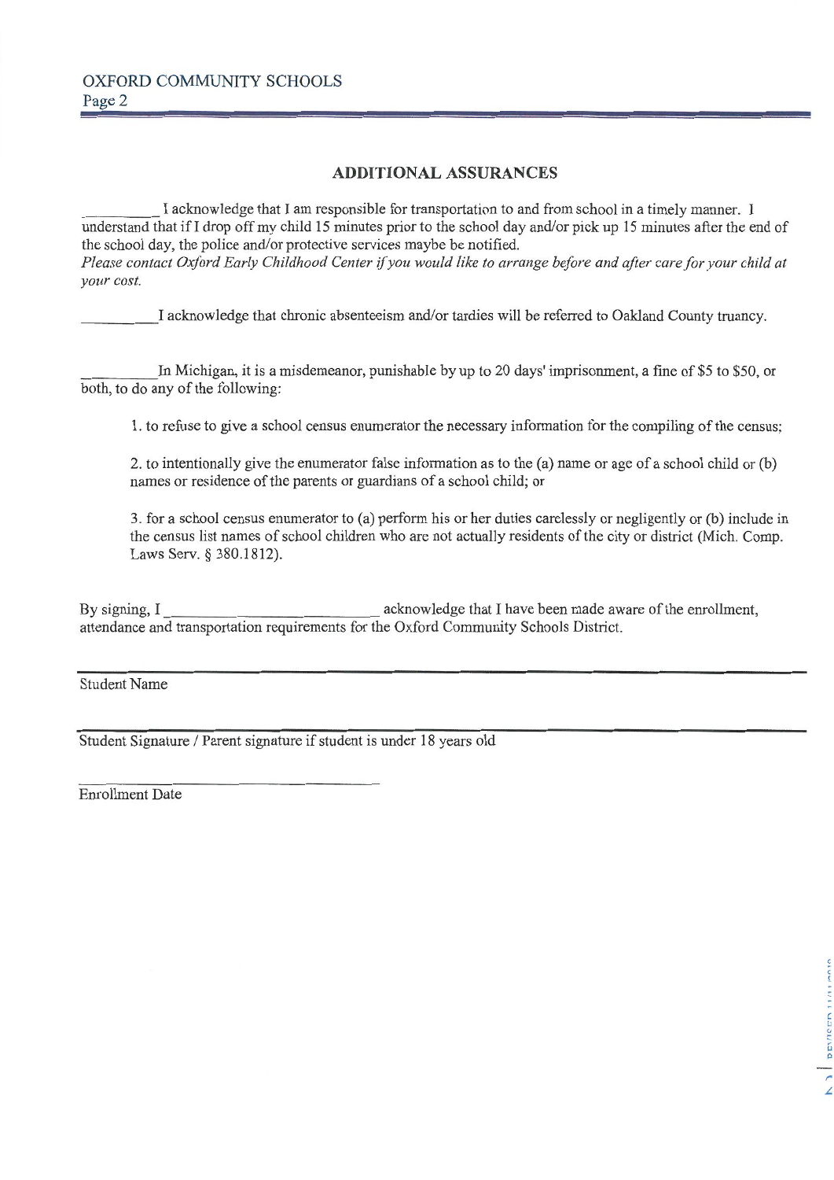OXFORD COMMUNITY SCHOOLS

## ADDITIONAL ASSURANCES

_________ I acknowledge that I am responsible for transportation to and from school in a timely manner. I understand that if I drop off my child 15 minutes prior to the school day and/or pick up 15 minutes after the end of the school day, the police and/or protective services maybe be notified.
*Please contact Oxford Early Childhood Center if you would like to arrange before and after care for your child at your cost.*

_________ I acknowledge that chronic absenteeism and/or tardies will be referred to Oakland County truancy.

_________ In Michigan, it is a misdemeanor, punishable by up to 20 days' imprisonment, a fine of $5 to $50, or both, to do any of the following:

1. to refuse to give a school census enumerator the necessary information for the compiling of the census;

2. to intentionally give the enumerator false information as to the (a) name or age of a school child or (b) names or residence of the parents or guardians of a school child; or

3. for a school census enumerator to (a) perform his or her duties carelessly or negligently or (b) include in the census list names of school children who are not actually residents of the city or district (Mich. Comp. Laws Serv. § 380.1812).

By signing, I ______________________________ acknowledge that I have been made aware of the enrollment, attendance and transportation requirements for the Oxford Community Schools District.

______________________________________________________________________

Student Name

______________________________________________________________________

Student Signature / Parent signature if student is under 18 years old

______________________________

Enrollment Date